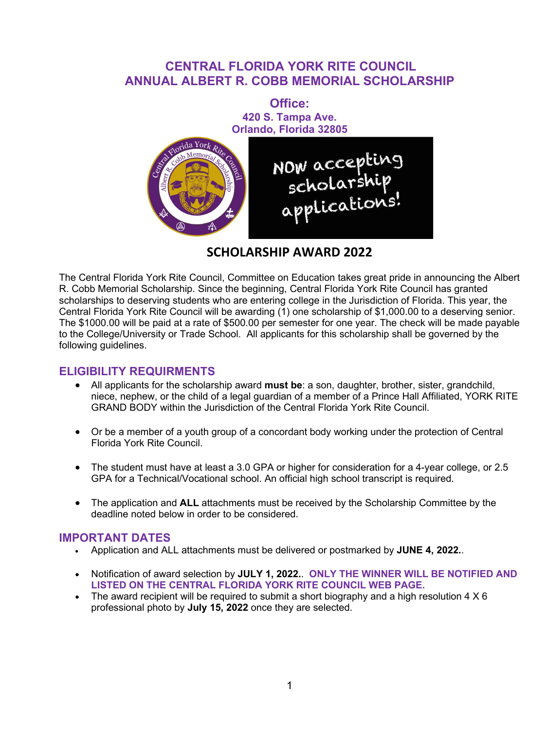# CENTRAL FLORIDA YORK RITE COUNCIL
# ANNUAL ALBERT R. COBB MEMORIAL SCHOLARSHIP

**Office:**
**420 S. Tampa Ave.**
**Orlando, Florida 32805**

## SCHOLARSHIP AWARD 2022

The Central Florida York Rite Council, Committee on Education takes great pride in announcing the Albert R. Cobb Memorial Scholarship. Since the beginning, Central Florida York Rite Council has granted scholarships to deserving students who are entering college in the Jurisdiction of Florida. This year, the Central Florida York Rite Council will be awarding (1) one scholarship of $1,000.00 to a deserving senior. The $1000.00 will be paid at a rate of $500.00 per semester for one year. The check will be made payable to the College/University or Trade School. All applicants for this scholarship shall be governed by the following guidelines.

## ELIGIBILITY REQUIRMENTS

- All applicants for the scholarship award **must be**: a son, daughter, brother, sister, grandchild, niece, nephew, or the child of a legal guardian of a member of a Prince Hall Affiliated, YORK RITE GRAND BODY within the Jurisdiction of the Central Florida York Rite Council.
- Or be a member of a youth group of a concordant body working under the protection of Central Florida York Rite Council.
- The student must have at least a 3.0 GPA or higher for consideration for a 4-year college, or 2.5 GPA for a Technical/Vocational school. An official high school transcript is required.
- The application and **ALL** attachments must be received by the Scholarship Committee by the deadline noted below in order to be considered.

## IMPORTANT DATES

- Application and ALL attachments must be delivered or postmarked by **JUNE 4, 2022.**.
- Notification of award selection by **JULY 1, 2022.**. **ONLY THE WINNER WILL BE NOTIFIED AND LISTED ON THE CENTRAL FLORIDA YORK RITE COUNCIL WEB PAGE.**
- The award recipient will be required to submit a short biography and a high resolution 4 X 6 professional photo by **July 15, 2022** once they are selected.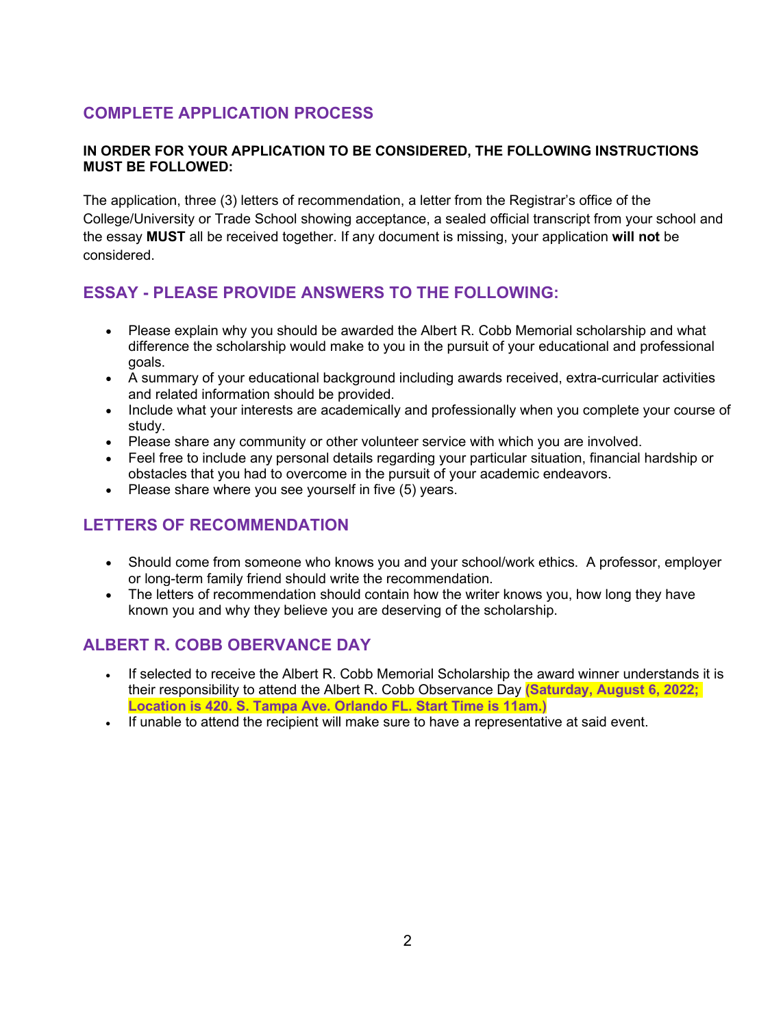## COMPLETE APPLICATION PROCESS

**IN ORDER FOR YOUR APPLICATION TO BE CONSIDERED, THE FOLLOWING INSTRUCTIONS MUST BE FOLLOWED:**

The application, three (3) letters of recommendation, a letter from the Registrar's office of the College/University or Trade School showing acceptance, a sealed official transcript from your school and the essay **MUST** all be received together. If any document is missing, your application **will not** be considered.

## ESSAY - PLEASE PROVIDE ANSWERS TO THE FOLLOWING:

- Please explain why you should be awarded the Albert R. Cobb Memorial scholarship and what difference the scholarship would make to you in the pursuit of your educational and professional goals.
- A summary of your educational background including awards received, extra-curricular activities and related information should be provided.
- Include what your interests are academically and professionally when you complete your course of study.
- Please share any community or other volunteer service with which you are involved.
- Feel free to include any personal details regarding your particular situation, financial hardship or obstacles that you had to overcome in the pursuit of your academic endeavors.
- Please share where you see yourself in five (5) years.

## LETTERS OF RECOMMENDATION

- Should come from someone who knows you and your school/work ethics. A professor, employer or long-term family friend should write the recommendation.
- The letters of recommendation should contain how the writer knows you, how long they have known you and why they believe you are deserving of the scholarship.

## ALBERT R. COBB OBERVANCE DAY

- If selected to receive the Albert R. Cobb Memorial Scholarship the award winner understands it is their responsibility to attend the Albert R. Cobb Observance Day **(Saturday, August 6, 2022; Location is 420. S. Tampa Ave. Orlando FL. Start Time is 11am.)**
- If unable to attend the recipient will make sure to have a representative at said event.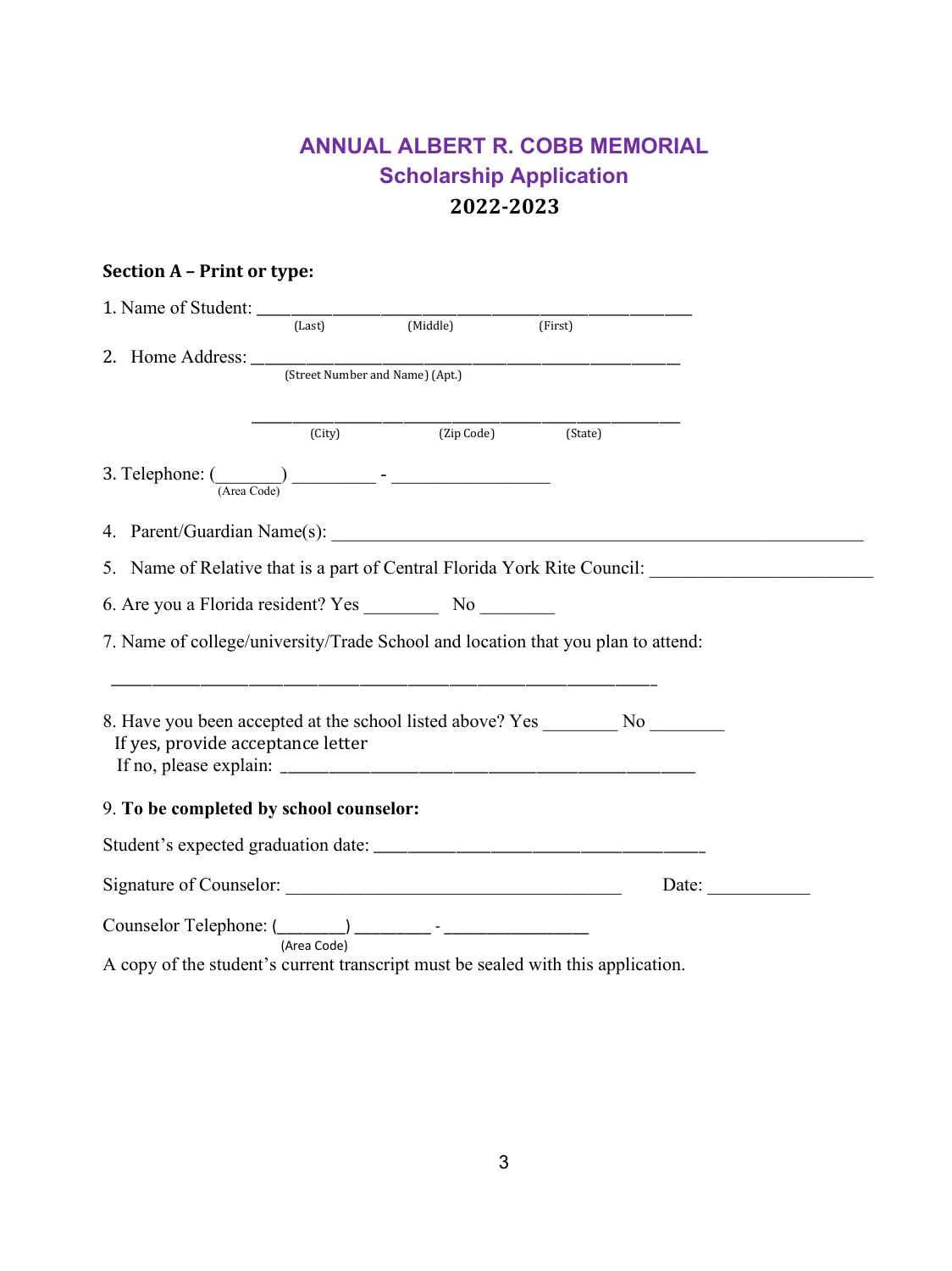# ANNUAL ALBERT R. COBB MEMORIAL

## Scholarship Application

## 2022-2023

**Section A – Print or type:**

1. Name of Student: ________________________________________________
   (Last) (Middle) (First)

2. Home Address: ________________________________________________
   (Street Number and Name) (Apt.)

   ________________________________________________
   (City) (Zip Code) (State)

3. Telephone: (_______) _________ - _________________
   (Area Code)

4. Parent/Guardian Name(s): ________________________________________________

5. Name of Relative that is a part of Central Florida York Rite Council: ______________________

6. Are you a Florida resident? Yes ________ No ________

7. Name of college/university/Trade School and location that you plan to attend:

   ________________________________________________

8. Have you been accepted at the school listed above? Yes ________ No ________
   If yes, provide acceptance letter
   If no, please explain: ____________________________________________

9. **To be completed by school counselor:**

Student's expected graduation date: ___________________________________

Signature of Counselor: ____________________________________ Date: ___________

Counselor Telephone: (_______) ________ - _______________
(Area Code)

A copy of the student's current transcript must be sealed with this application.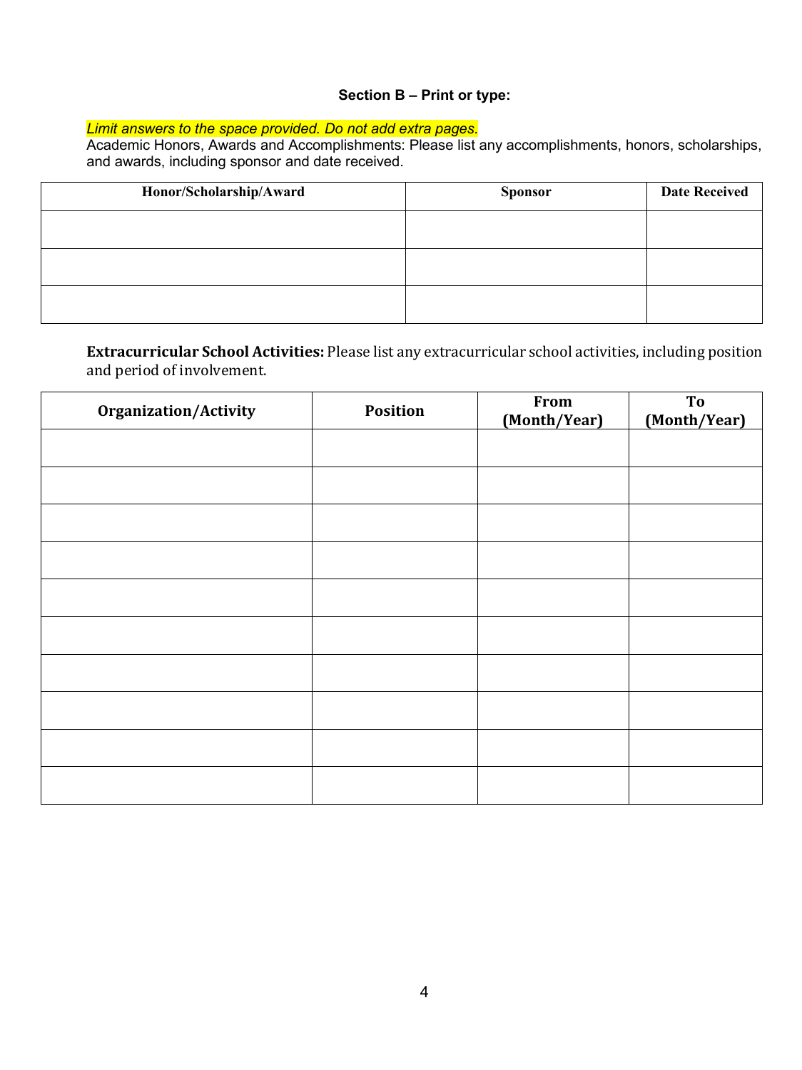**Section B – Print or type:**

*Limit answers to the space provided. Do not add extra pages.*

Academic Honors, Awards and Accomplishments: Please list any accomplishments, honors, scholarships, and awards, including sponsor and date received.

| Honor/Scholarship/Award | Sponsor | Date Received |
|---|---|---|
| | | |
| | | |
| | | |

**Extracurricular School Activities:** Please list any extracurricular school activities, including position and period of involvement.

| Organization/Activity | Position | From (Month/Year) | To (Month/Year) |
|---|---|---|---|
| | | | |
| | | | |
| | | | |
| | | | |
| | | | |
| | | | |
| | | | |
| | | | |
| | | | |
| | | | |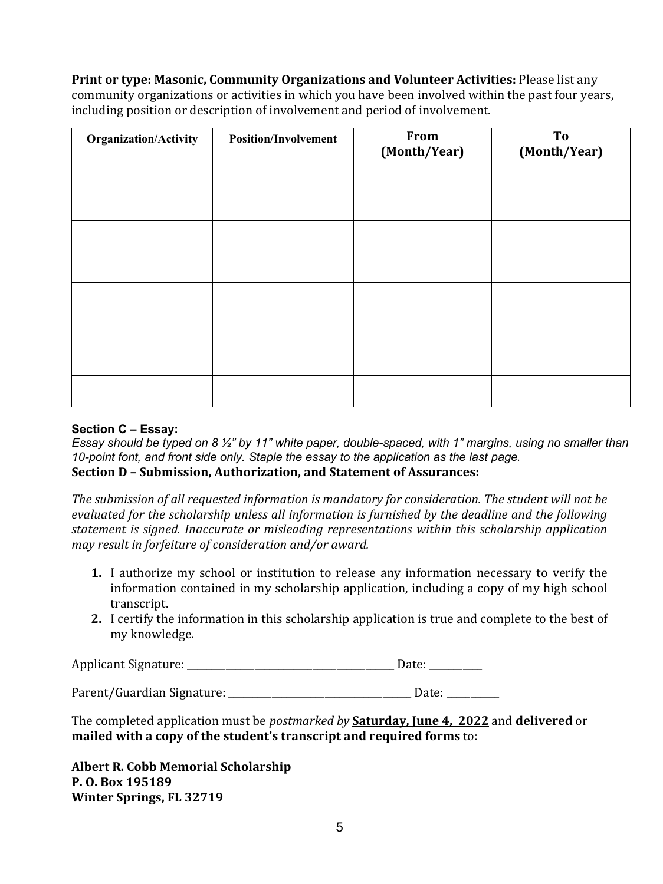**Print or type: Masonic, Community Organizations and Volunteer Activities:** Please list any community organizations or activities in which you have been involved within the past four years, including position or description of involvement and period of involvement.

| Organization/Activity | Position/Involvement | From (Month/Year) | To (Month/Year) |
|---|---|---|---|
| | | | |
| | | | |
| | | | |
| | | | |
| | | | |
| | | | |
| | | | |
| | | | |

**Section C – Essay:**

*Essay should be typed on 8 ½" by 11" white paper, double-spaced, with 1" margins, using no smaller than 10-point font, and front side only. Staple the essay to the application as the last page.*

**Section D – Submission, Authorization, and Statement of Assurances:**

*The submission of all requested information is mandatory for consideration. The student will not be evaluated for the scholarship unless all information is furnished by the deadline and the following statement is signed. Inaccurate or misleading representations within this scholarship application may result in forfeiture of consideration and/or award.*

1. I authorize my school or institution to release any information necessary to verify the information contained in my scholarship application, including a copy of my high school transcript.
2. I certify the information in this scholarship application is true and complete to the best of my knowledge.

Applicant Signature: ________________________________________ Date: __________

Parent/Guardian Signature: ___________________________________ Date: __________

The completed application must be *postmarked by* **Saturday, June 4, 2022** and **delivered** or **mailed with a copy of the student's transcript and required forms** to:

**Albert R. Cobb Memorial Scholarship**
**P. O. Box 195189**
**Winter Springs, FL 32719**